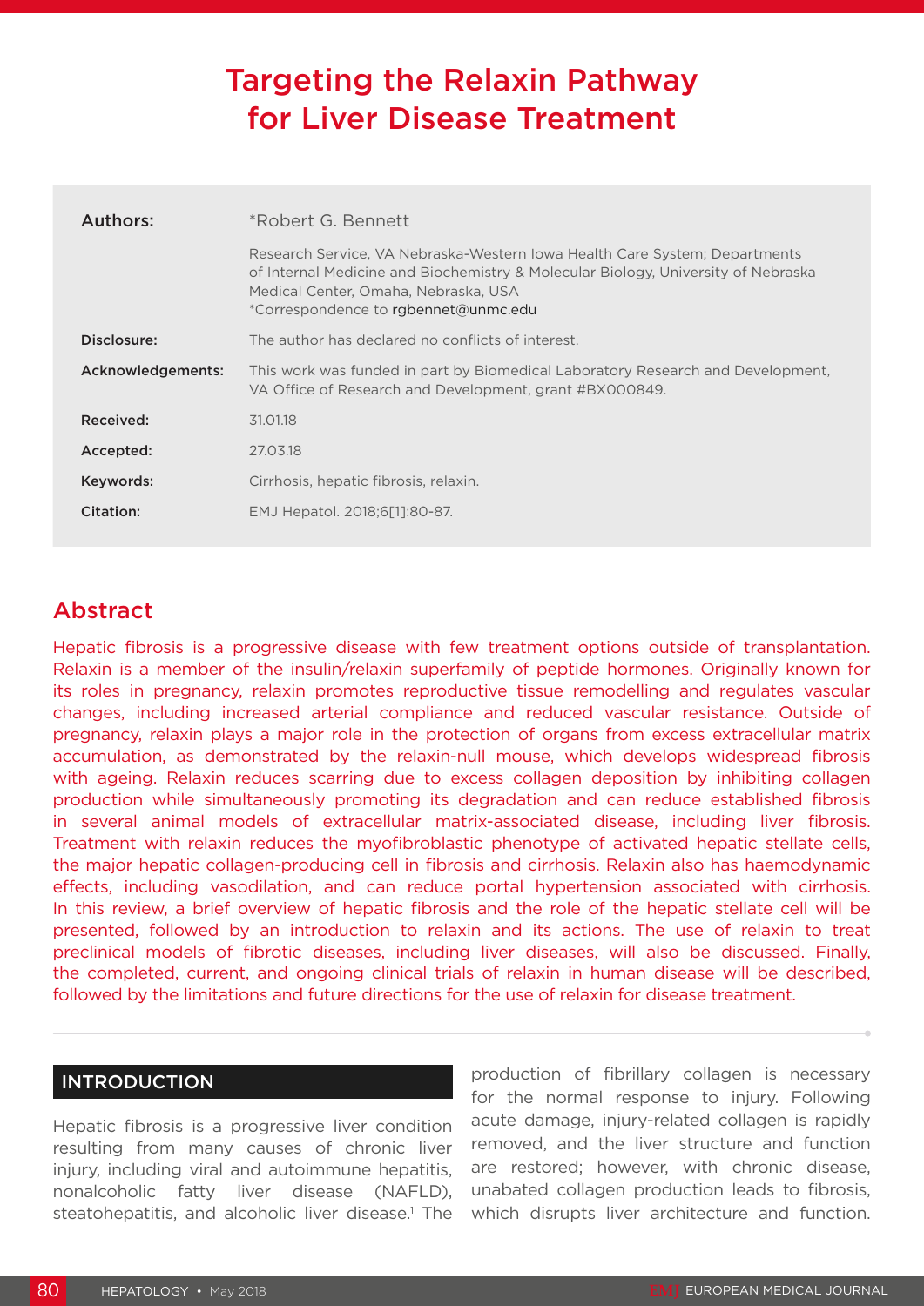# Targeting the Relaxin Pathway for Liver Disease Treatment

| | |
|---|---|
| **Authors:** | *Robert G. Bennett |
| | Research Service, VA Nebraska-Western Iowa Health Care System; Departments of Internal Medicine and Biochemistry & Molecular Biology, University of Nebraska Medical Center, Omaha, Nebraska, USA<br>*Correspondence to rgbennet@unmc.edu |
| **Disclosure:** | The author has declared no conflicts of interest. |
| **Acknowledgements:** | This work was funded in part by Biomedical Laboratory Research and Development, VA Office of Research and Development, grant #BX000849. |
| **Received:** | 31.01.18 |
| **Accepted:** | 27.03.18 |
| **Keywords:** | Cirrhosis, hepatic fibrosis, relaxin. |
| **Citation:** | EMJ Hepatol. 2018;6[1]:80-87. |

## Abstract

Hepatic fibrosis is a progressive disease with few treatment options outside of transplantation. Relaxin is a member of the insulin/relaxin superfamily of peptide hormones. Originally known for its roles in pregnancy, relaxin promotes reproductive tissue remodelling and regulates vascular changes, including increased arterial compliance and reduced vascular resistance. Outside of pregnancy, relaxin plays a major role in the protection of organs from excess extracellular matrix accumulation, as demonstrated by the relaxin-null mouse, which develops widespread fibrosis with ageing. Relaxin reduces scarring due to excess collagen deposition by inhibiting collagen production while simultaneously promoting its degradation and can reduce established fibrosis in several animal models of extracellular matrix-associated disease, including liver fibrosis. Treatment with relaxin reduces the myofibroblastic phenotype of activated hepatic stellate cells, the major hepatic collagen-producing cell in fibrosis and cirrhosis. Relaxin also has haemodynamic effects, including vasodilation, and can reduce portal hypertension associated with cirrhosis. In this review, a brief overview of hepatic fibrosis and the role of the hepatic stellate cell will be presented, followed by an introduction to relaxin and its actions. The use of relaxin to treat preclinical models of fibrotic diseases, including liver diseases, will also be discussed. Finally, the completed, current, and ongoing clinical trials of relaxin in human disease will be described, followed by the limitations and future directions for the use of relaxin for disease treatment.

## INTRODUCTION

Hepatic fibrosis is a progressive liver condition resulting from many causes of chronic liver injury, including viral and autoimmune hepatitis, nonalcoholic fatty liver disease (NAFLD), steatohepatitis, and alcoholic liver disease.[1] The production of fibrillary collagen is necessary for the normal response to injury. Following acute damage, injury-related collagen is rapidly removed, and the liver structure and function are restored; however, with chronic disease, unabated collagen production leads to fibrosis, which disrupts liver architecture and function.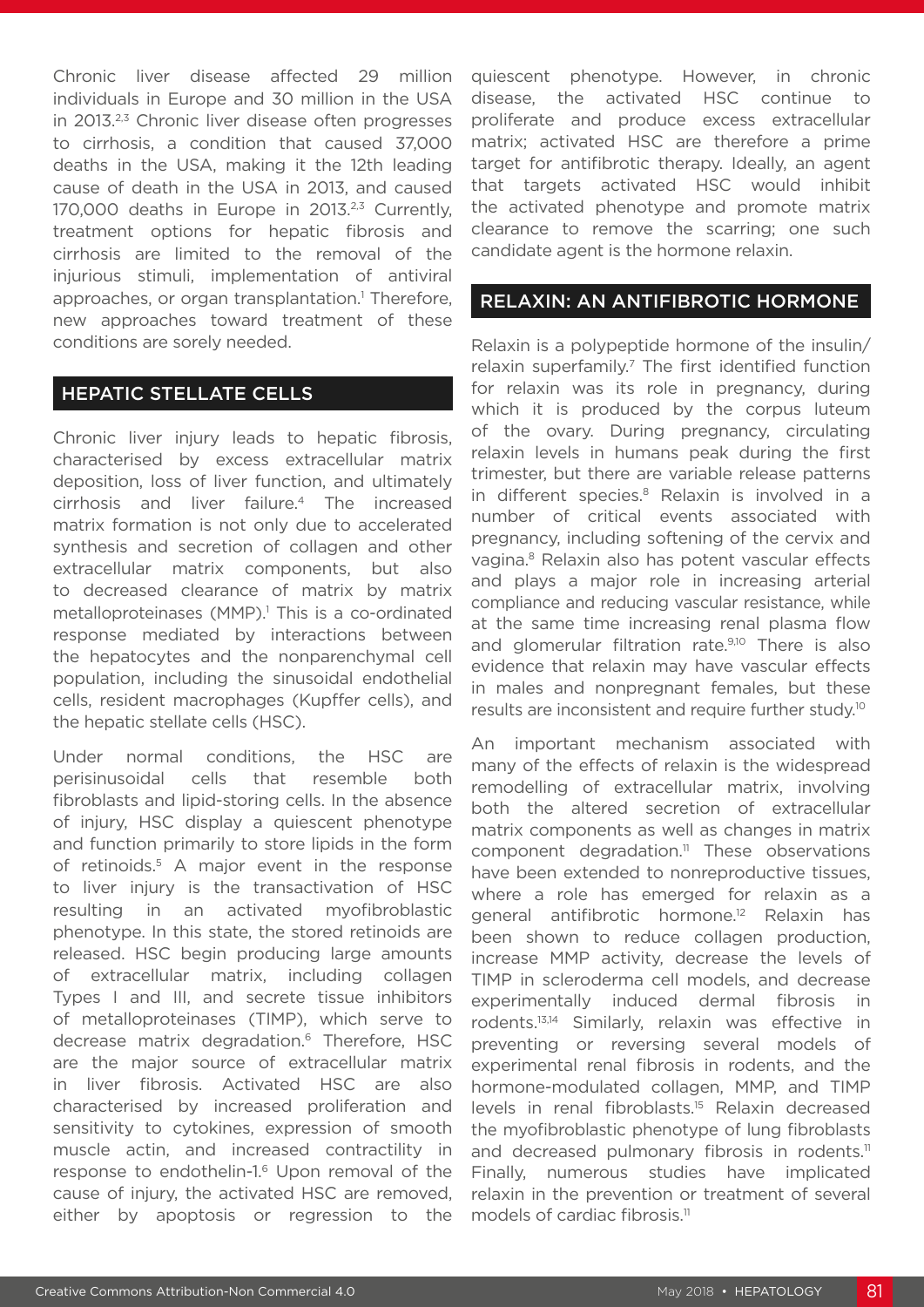Chronic liver disease affected 29 million individuals in Europe and 30 million in the USA in 2013.[2,3] Chronic liver disease often progresses to cirrhosis, a condition that caused 37,000 deaths in the USA, making it the 12th leading cause of death in the USA in 2013, and caused 170,000 deaths in Europe in 2013.[2,3] Currently, treatment options for hepatic fibrosis and cirrhosis are limited to the removal of the injurious stimuli, implementation of antiviral approaches, or organ transplantation.[1] Therefore, new approaches toward treatment of these conditions are sorely needed.

## HEPATIC STELLATE CELLS

Chronic liver injury leads to hepatic fibrosis, characterised by excess extracellular matrix deposition, loss of liver function, and ultimately cirrhosis and liver failure.[4] The increased matrix formation is not only due to accelerated synthesis and secretion of collagen and other extracellular matrix components, but also to decreased clearance of matrix by matrix metalloproteinases (MMP).[1] This is a co-ordinated response mediated by interactions between the hepatocytes and the nonparenchymal cell population, including the sinusoidal endothelial cells, resident macrophages (Kupffer cells), and the hepatic stellate cells (HSC).

Under normal conditions, the HSC are perisinusoidal cells that resemble both fibroblasts and lipid-storing cells. In the absence of injury, HSC display a quiescent phenotype and function primarily to store lipids in the form of retinoids.[5] A major event in the response to liver injury is the transactivation of HSC resulting in an activated myofibroblastic phenotype. In this state, the stored retinoids are released. HSC begin producing large amounts of extracellular matrix, including collagen Types I and III, and secrete tissue inhibitors of metalloproteinases (TIMP), which serve to decrease matrix degradation.[6] Therefore, HSC are the major source of extracellular matrix in liver fibrosis. Activated HSC are also characterised by increased proliferation and sensitivity to cytokines, expression of smooth muscle actin, and increased contractility in response to endothelin-1.[6] Upon removal of the cause of injury, the activated HSC are removed, either by apoptosis or regression to the quiescent phenotype. However, in chronic disease, the activated HSC continue to proliferate and produce excess extracellular matrix; activated HSC are therefore a prime target for antifibrotic therapy. Ideally, an agent that targets activated HSC would inhibit the activated phenotype and promote matrix clearance to remove the scarring; one such candidate agent is the hormone relaxin.

## RELAXIN: AN ANTIFIBROTIC HORMONE

Relaxin is a polypeptide hormone of the insulin/relaxin superfamily.[7] The first identified function for relaxin was its role in pregnancy, during which it is produced by the corpus luteum of the ovary. During pregnancy, circulating relaxin levels in humans peak during the first trimester, but there are variable release patterns in different species.[8] Relaxin is involved in a number of critical events associated with pregnancy, including softening of the cervix and vagina.[8] Relaxin also has potent vascular effects and plays a major role in increasing arterial compliance and reducing vascular resistance, while at the same time increasing renal plasma flow and glomerular filtration rate.[9,10] There is also evidence that relaxin may have vascular effects in males and nonpregnant females, but these results are inconsistent and require further study.[10]

An important mechanism associated with many of the effects of relaxin is the widespread remodelling of extracellular matrix, involving both the altered secretion of extracellular matrix components as well as changes in matrix component degradation.[11] These observations have been extended to nonreproductive tissues, where a role has emerged for relaxin as a general antifibrotic hormone.[12] Relaxin has been shown to reduce collagen production, increase MMP activity, decrease the levels of TIMP in scleroderma cell models, and decrease experimentally induced dermal fibrosis in rodents.[13,14] Similarly, relaxin was effective in preventing or reversing several models of experimental renal fibrosis in rodents, and the hormone-modulated collagen, MMP, and TIMP levels in renal fibroblasts.[15] Relaxin decreased the myofibroblastic phenotype of lung fibroblasts and decreased pulmonary fibrosis in rodents.[11] Finally, numerous studies have implicated relaxin in the prevention or treatment of several models of cardiac fibrosis.[11]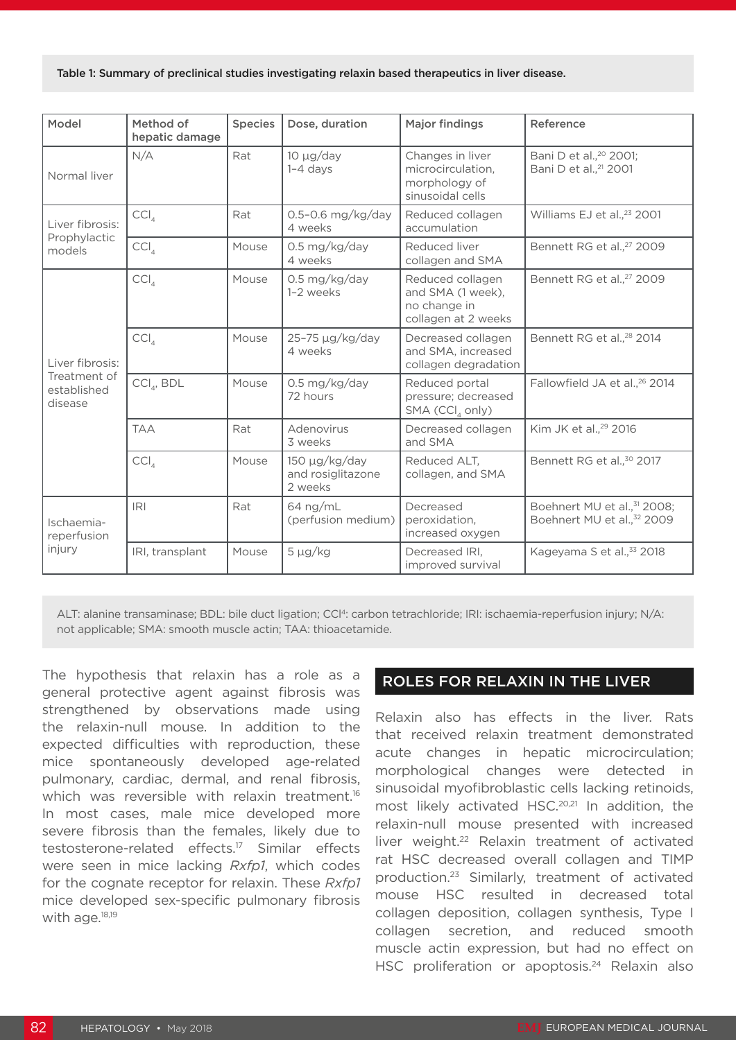Table 1: Summary of preclinical studies investigating relaxin based therapeutics in liver disease.

| Model | Method of hepatic damage | Species | Dose, duration | Major findings | Reference |
|---|---|---|---|---|---|
| Normal liver | N/A | Rat | 10 μg/day 1–4 days | Changes in liver microcirculation, morphology of sinusoidal cells | Bani D et al.,[20] 2001; Bani D et al.,[21] 2001 |
| Liver fibrosis: Prophylactic models | $CCl_4$ | Rat | 0.5–0.6 mg/kg/day 4 weeks | Reduced collagen accumulation | Williams EJ et al.,[23] 2001 |
| | $CCl_4$ | Mouse | 0.5 mg/kg/day 4 weeks | Reduced liver collagen and SMA | Bennett RG et al.,[27] 2009 |
| Liver fibrosis: Treatment of established disease | $CCl_4$ | Mouse | 0.5 mg/kg/day 1–2 weeks | Reduced collagen and SMA (1 week), no change in collagen at 2 weeks | Bennett RG et al.,[27] 2009 |
| | $CCl_4$ | Mouse | 25–75 μg/kg/day 4 weeks | Decreased collagen and SMA, increased collagen degradation | Bennett RG et al.,[28] 2014 |
| | $CCl_4$, BDL | Mouse | 0.5 mg/kg/day 72 hours | Reduced portal pressure; decreased SMA ($CCl_4$ only) | Fallowfield JA et al.,[26] 2014 |
| | TAA | Rat | Adenovirus 3 weeks | Decreased collagen and SMA | Kim JK et al.,[29] 2016 |
| | $CCl_4$ | Mouse | 150 μg/kg/day and rosiglitazone 2 weeks | Reduced ALT, collagen, and SMA | Bennett RG et al.,[30] 2017 |
| Ischaemia-reperfusion injury | IRI | Rat | 64 ng/mL (perfusion medium) | Decreased peroxidation, increased oxygen | Boehnert MU et al.,[31] 2008; Boehnert MU et al.,[32] 2009 |
| | IRI, transplant | Mouse | 5 μg/kg | Decreased IRI, improved survival | Kageyama S et al.,[33] 2018 |

ALT: alanine transaminase; BDL: bile duct ligation; $CCl_4$: carbon tetrachloride; IRI: ischaemia-reperfusion injury; N/A: not applicable; SMA: smooth muscle actin; TAA: thioacetamide.

The hypothesis that relaxin has a role as a general protective agent against fibrosis was strengthened by observations made using the relaxin-null mouse. In addition to the expected difficulties with reproduction, these mice spontaneously developed age-related pulmonary, cardiac, dermal, and renal fibrosis, which was reversible with relaxin treatment.[16] In most cases, male mice developed more severe fibrosis than the females, likely due to testosterone-related effects.[17] Similar effects were seen in mice lacking *Rxfp1*, which codes for the cognate receptor for relaxin. These *Rxfp1* mice developed sex-specific pulmonary fibrosis with age.[18,19]

## ROLES FOR RELAXIN IN THE LIVER

Relaxin also has effects in the liver. Rats that received relaxin treatment demonstrated acute changes in hepatic microcirculation; morphological changes were detected in sinusoidal myofibroblastic cells lacking retinoids, most likely activated HSC.[20,21] In addition, the relaxin-null mouse presented with increased liver weight.[22] Relaxin treatment of activated rat HSC decreased overall collagen and TIMP production.[23] Similarly, treatment of activated mouse HSC resulted in decreased total collagen deposition, collagen synthesis, Type I collagen secretion, and reduced smooth muscle actin expression, but had no effect on HSC proliferation or apoptosis.[24] Relaxin also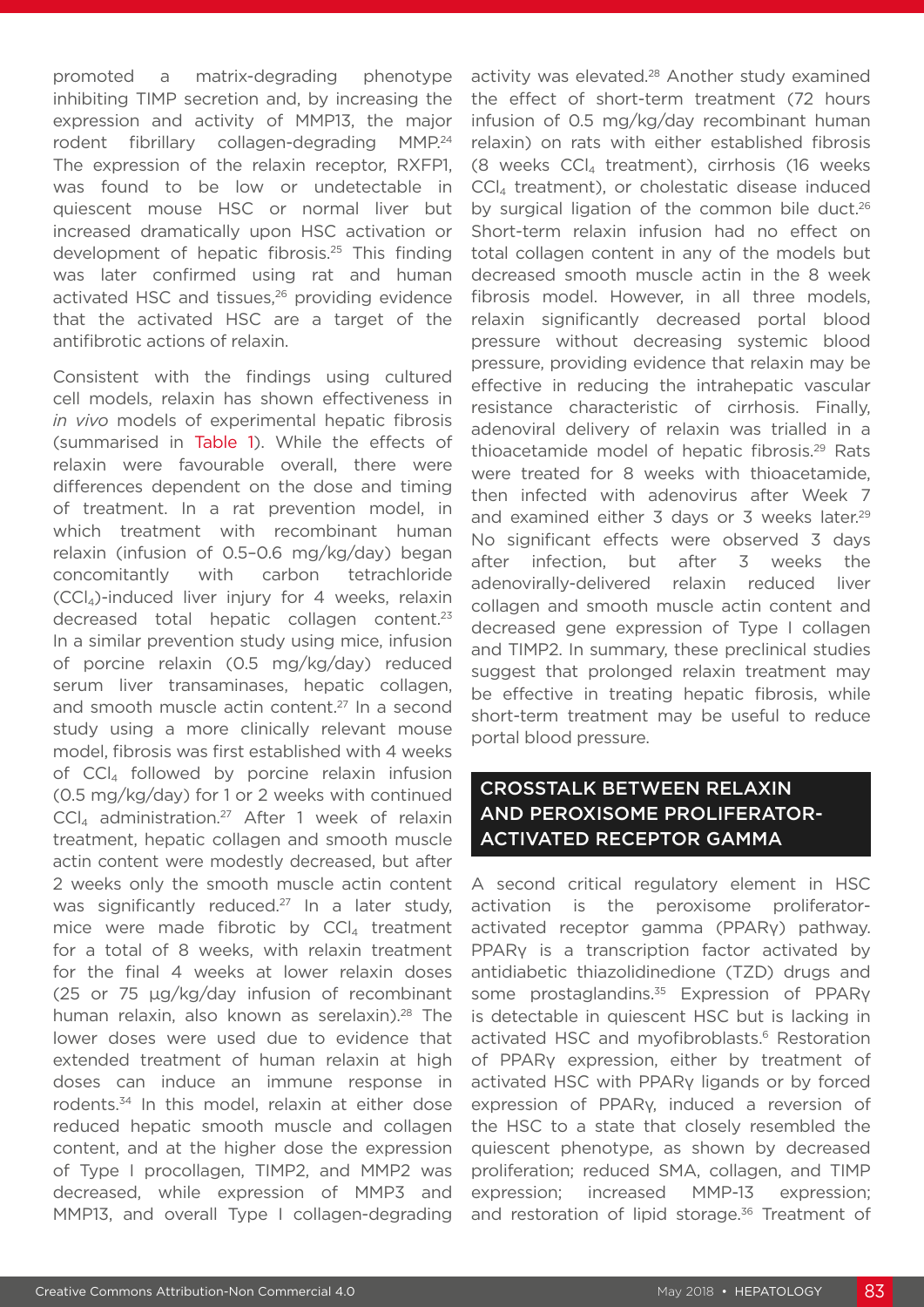promoted a matrix-degrading phenotype inhibiting TIMP secretion and, by increasing the expression and activity of MMP13, the major rodent fibrillary collagen-degrading MMP.[24] The expression of the relaxin receptor, RXFP1, was found to be low or undetectable in quiescent mouse HSC or normal liver but increased dramatically upon HSC activation or development of hepatic fibrosis.[25] This finding was later confirmed using rat and human activated HSC and tissues,[26] providing evidence that the activated HSC are a target of the antifibrotic actions of relaxin.

Consistent with the findings using cultured cell models, relaxin has shown effectiveness in *in vivo* models of experimental hepatic fibrosis (summarised in Table 1). While the effects of relaxin were favourable overall, there were differences dependent on the dose and timing of treatment. In a rat prevention model, in which treatment with recombinant human relaxin (infusion of 0.5–0.6 mg/kg/day) began concomitantly with carbon tetrachloride ($CCl_4$)-induced liver injury for 4 weeks, relaxin decreased total hepatic collagen content.[23] In a similar prevention study using mice, infusion of porcine relaxin (0.5 mg/kg/day) reduced serum liver transaminases, hepatic collagen, and smooth muscle actin content.[27] In a second study using a more clinically relevant mouse model, fibrosis was first established with 4 weeks of $CCl_4$ followed by porcine relaxin infusion (0.5 mg/kg/day) for 1 or 2 weeks with continued $CCl_4$ administration.[27] After 1 week of relaxin treatment, hepatic collagen and smooth muscle actin content were modestly decreased, but after 2 weeks only the smooth muscle actin content was significantly reduced.[27] In a later study, mice were made fibrotic by $CCl_4$ treatment for a total of 8 weeks, with relaxin treatment for the final 4 weeks at lower relaxin doses (25 or 75 µg/kg/day infusion of recombinant human relaxin, also known as serelaxin).[28] The lower doses were used due to evidence that extended treatment of human relaxin at high doses can induce an immune response in rodents.[34] In this model, relaxin at either dose reduced hepatic smooth muscle and collagen content, and at the higher dose the expression of Type I procollagen, TIMP2, and MMP2 was decreased, while expression of MMP3 and MMP13, and overall Type I collagen-degrading activity was elevated.[28] Another study examined the effect of short-term treatment (72 hours infusion of 0.5 mg/kg/day recombinant human relaxin) on rats with either established fibrosis (8 weeks $CCl_4$ treatment), cirrhosis (16 weeks $CCl_4$ treatment), or cholestatic disease induced by surgical ligation of the common bile duct.[26] Short-term relaxin infusion had no effect on total collagen content in any of the models but decreased smooth muscle actin in the 8 week fibrosis model. However, in all three models, relaxin significantly decreased portal blood pressure without decreasing systemic blood pressure, providing evidence that relaxin may be effective in reducing the intrahepatic vascular resistance characteristic of cirrhosis. Finally, adenoviral delivery of relaxin was trialled in a thioacetamide model of hepatic fibrosis.[29] Rats were treated for 8 weeks with thioacetamide, then infected with adenovirus after Week 7 and examined either 3 days or 3 weeks later.[29] No significant effects were observed 3 days after infection, but after 3 weeks the adenovirally-delivered relaxin reduced liver collagen and smooth muscle actin content and decreased gene expression of Type I collagen and TIMP2. In summary, these preclinical studies suggest that prolonged relaxin treatment may be effective in treating hepatic fibrosis, while short-term treatment may be useful to reduce portal blood pressure.

## CROSSTALK BETWEEN RELAXIN AND PEROXISOME PROLIFERATOR-ACTIVATED RECEPTOR GAMMA

A second critical regulatory element in HSC activation is the peroxisome proliferator-activated receptor gamma (PPARγ) pathway. PPARγ is a transcription factor activated by antidiabetic thiazolidinedione (TZD) drugs and some prostaglandins.[35] Expression of PPARγ is detectable in quiescent HSC but is lacking in activated HSC and myofibroblasts.[6] Restoration of PPARγ expression, either by treatment of activated HSC with PPARγ ligands or by forced expression of PPARγ, induced a reversion of the HSC to a state that closely resembled the quiescent phenotype, as shown by decreased proliferation; reduced SMA, collagen, and TIMP expression; increased MMP-13 expression; and restoration of lipid storage.[36] Treatment of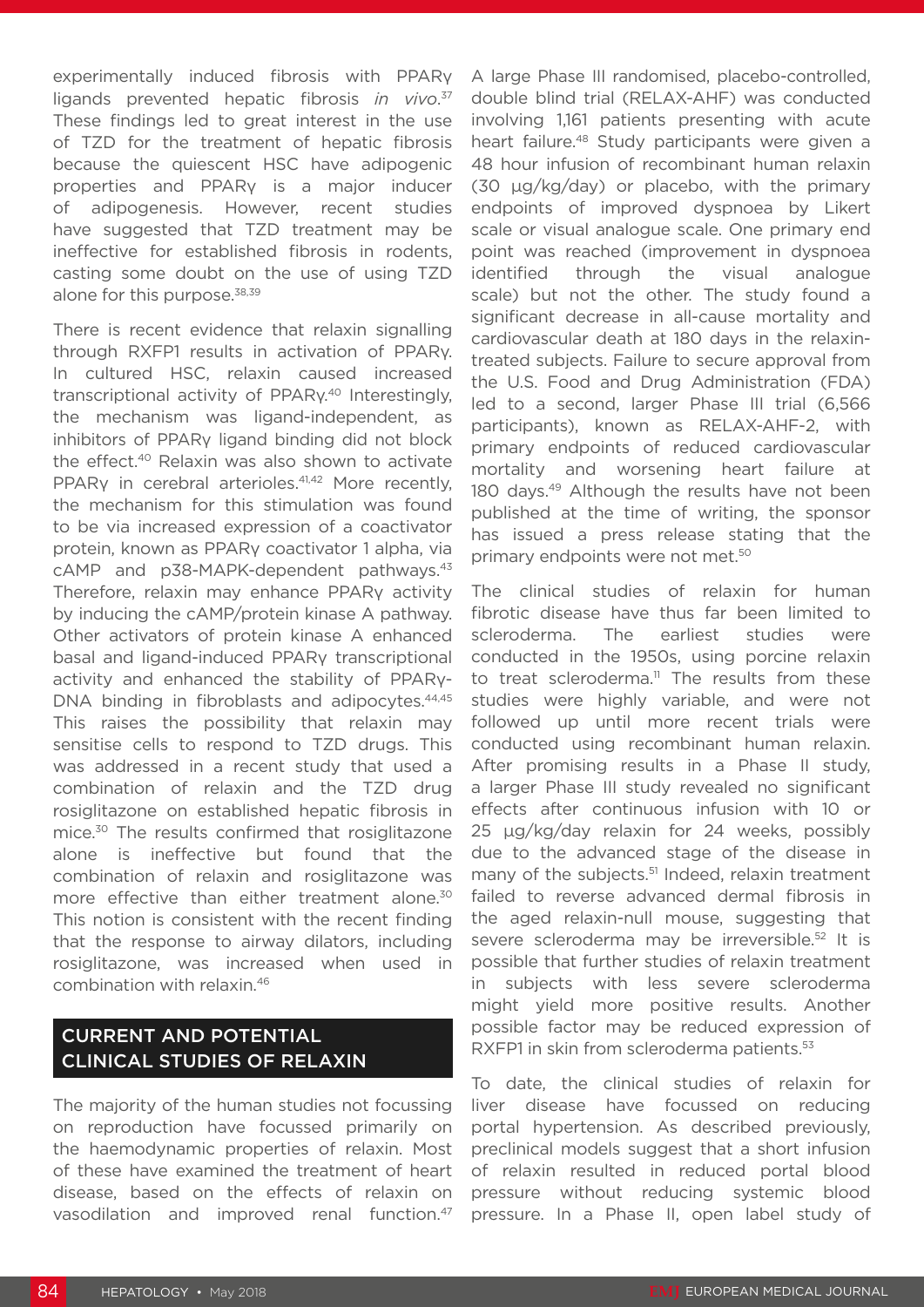experimentally induced fibrosis with PPARγ ligands prevented hepatic fibrosis *in vivo*.[37] These findings led to great interest in the use of TZD for the treatment of hepatic fibrosis because the quiescent HSC have adipogenic properties and PPARγ is a major inducer of adipogenesis. However, recent studies have suggested that TZD treatment may be ineffective for established fibrosis in rodents, casting some doubt on the use of using TZD alone for this purpose.[38,39]

There is recent evidence that relaxin signalling through RXFP1 results in activation of PPARγ. In cultured HSC, relaxin caused increased transcriptional activity of PPARγ.[40] Interestingly, the mechanism was ligand-independent, as inhibitors of PPARγ ligand binding did not block the effect.[40] Relaxin was also shown to activate PPARγ in cerebral arterioles.[41,42] More recently, the mechanism for this stimulation was found to be via increased expression of a coactivator protein, known as PPARγ coactivator 1 alpha, via cAMP and p38-MAPK-dependent pathways.[43] Therefore, relaxin may enhance PPARγ activity by inducing the cAMP/protein kinase A pathway. Other activators of protein kinase A enhanced basal and ligand-induced PPARγ transcriptional activity and enhanced the stability of PPARγ-DNA binding in fibroblasts and adipocytes.[44,45] This raises the possibility that relaxin may sensitise cells to respond to TZD drugs. This was addressed in a recent study that used a combination of relaxin and the TZD drug rosiglitazone on established hepatic fibrosis in mice.[30] The results confirmed that rosiglitazone alone is ineffective but found that the combination of relaxin and rosiglitazone was more effective than either treatment alone.[30] This notion is consistent with the recent finding that the response to airway dilators, including rosiglitazone, was increased when used in combination with relaxin.[46]

## CURRENT AND POTENTIAL CLINICAL STUDIES OF RELAXIN

The majority of the human studies not focussing on reproduction have focussed primarily on the haemodynamic properties of relaxin. Most of these have examined the treatment of heart disease, based on the effects of relaxin on vasodilation and improved renal function.[47] A large Phase III randomised, placebo-controlled, double blind trial (RELAX-AHF) was conducted involving 1,161 patients presenting with acute heart failure.[48] Study participants were given a 48 hour infusion of recombinant human relaxin (30 µg/kg/day) or placebo, with the primary endpoints of improved dyspnoea by Likert scale or visual analogue scale. One primary end point was reached (improvement in dyspnoea identified through the visual analogue scale) but not the other. The study found a significant decrease in all-cause mortality and cardiovascular death at 180 days in the relaxin-treated subjects. Failure to secure approval from the U.S. Food and Drug Administration (FDA) led to a second, larger Phase III trial (6,566 participants), known as RELAX-AHF-2, with primary endpoints of reduced cardiovascular mortality and worsening heart failure at 180 days.[49] Although the results have not been published at the time of writing, the sponsor has issued a press release stating that the primary endpoints were not met.[50]

The clinical studies of relaxin for human fibrotic disease have thus far been limited to scleroderma. The earliest studies were conducted in the 1950s, using porcine relaxin to treat scleroderma.[11] The results from these studies were highly variable, and were not followed up until more recent trials were conducted using recombinant human relaxin. After promising results in a Phase II study, a larger Phase III study revealed no significant effects after continuous infusion with 10 or 25 µg/kg/day relaxin for 24 weeks, possibly due to the advanced stage of the disease in many of the subjects.[51] Indeed, relaxin treatment failed to reverse advanced dermal fibrosis in the aged relaxin-null mouse, suggesting that severe scleroderma may be irreversible.[52] It is possible that further studies of relaxin treatment in subjects with less severe scleroderma might yield more positive results. Another possible factor may be reduced expression of RXFP1 in skin from scleroderma patients.[53]

To date, the clinical studies of relaxin for liver disease have focussed on reducing portal hypertension. As described previously, preclinical models suggest that a short infusion of relaxin resulted in reduced portal blood pressure without reducing systemic blood pressure. In a Phase II, open label study of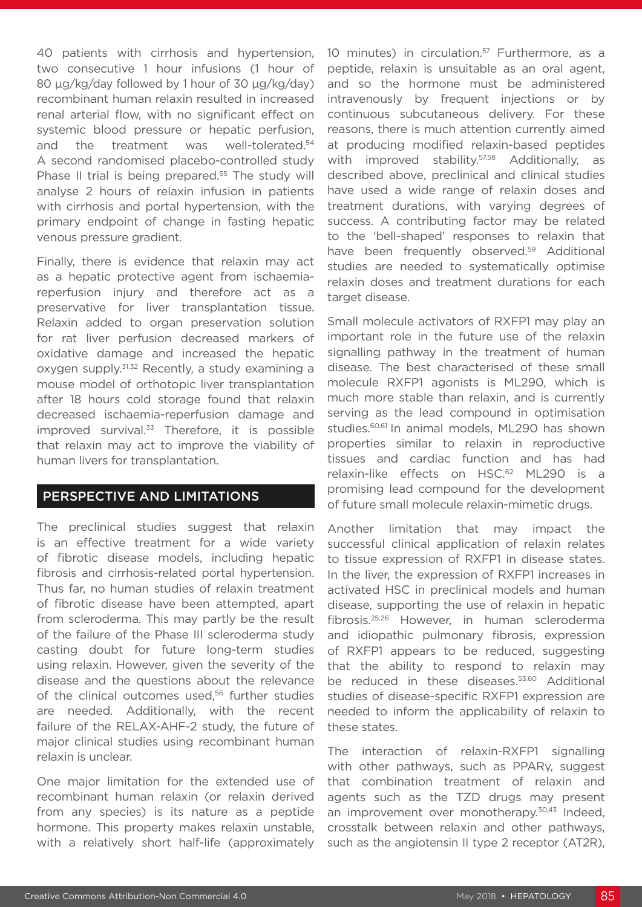40 patients with cirrhosis and hypertension, two consecutive 1 hour infusions (1 hour of 80 µg/kg/day followed by 1 hour of 30 µg/kg/day) recombinant human relaxin resulted in increased renal arterial flow, with no significant effect on systemic blood pressure or hepatic perfusion, and the treatment was well-tolerated.[54] A second randomised placebo-controlled study Phase II trial is being prepared.[55] The study will analyse 2 hours of relaxin infusion in patients with cirrhosis and portal hypertension, with the primary endpoint of change in fasting hepatic venous pressure gradient.

Finally, there is evidence that relaxin may act as a hepatic protective agent from ischaemia-reperfusion injury and therefore act as a preservative for liver transplantation tissue. Relaxin added to organ preservation solution for rat liver perfusion decreased markers of oxidative damage and increased the hepatic oxygen supply.[31,32] Recently, a study examining a mouse model of orthotopic liver transplantation after 18 hours cold storage found that relaxin decreased ischaemia-reperfusion damage and improved survival.[33] Therefore, it is possible that relaxin may act to improve the viability of human livers for transplantation.

## PERSPECTIVE AND LIMITATIONS

The preclinical studies suggest that relaxin is an effective treatment for a wide variety of fibrotic disease models, including hepatic fibrosis and cirrhosis-related portal hypertension. Thus far, no human studies of relaxin treatment of fibrotic disease have been attempted, apart from scleroderma. This may partly be the result of the failure of the Phase III scleroderma study casting doubt for future long-term studies using relaxin. However, given the severity of the disease and the questions about the relevance of the clinical outcomes used,[56] further studies are needed. Additionally, with the recent failure of the RELAX-AHF-2 study, the future of major clinical studies using recombinant human relaxin is unclear.

One major limitation for the extended use of recombinant human relaxin (or relaxin derived from any species) is its nature as a peptide hormone. This property makes relaxin unstable, with a relatively short half-life (approximately 10 minutes) in circulation.[57] Furthermore, as a peptide, relaxin is unsuitable as an oral agent, and so the hormone must be administered intravenously by frequent injections or by continuous subcutaneous delivery. For these reasons, there is much attention currently aimed at producing modified relaxin-based peptides with improved stability.[57,58] Additionally, as described above, preclinical and clinical studies have used a wide range of relaxin doses and treatment durations, with varying degrees of success. A contributing factor may be related to the 'bell-shaped' responses to relaxin that have been frequently observed.[59] Additional studies are needed to systematically optimise relaxin doses and treatment durations for each target disease.

Small molecule activators of RXFP1 may play an important role in the future use of the relaxin signalling pathway in the treatment of human disease. The best characterised of these small molecule RXFP1 agonists is ML290, which is much more stable than relaxin, and is currently serving as the lead compound in optimisation studies.[60,61] In animal models, ML290 has shown properties similar to relaxin in reproductive tissues and cardiac function and has had relaxin-like effects on HSC.[62] ML290 is a promising lead compound for the development of future small molecule relaxin-mimetic drugs.

Another limitation that may impact the successful clinical application of relaxin relates to tissue expression of RXFP1 in disease states. In the liver, the expression of RXFP1 increases in activated HSC in preclinical models and human disease, supporting the use of relaxin in hepatic fibrosis.[25,26] However, in human scleroderma and idiopathic pulmonary fibrosis, expression of RXFP1 appears to be reduced, suggesting that the ability to respond to relaxin may be reduced in these diseases.[53,60] Additional studies of disease-specific RXFP1 expression are needed to inform the applicability of relaxin to these states.

The interaction of relaxin-RXFP1 signalling with other pathways, such as PPARγ, suggest that combination treatment of relaxin and agents such as the TZD drugs may present an improvement over monotherapy.[30,43] Indeed, crosstalk between relaxin and other pathways, such as the angiotensin II type 2 receptor (AT2R),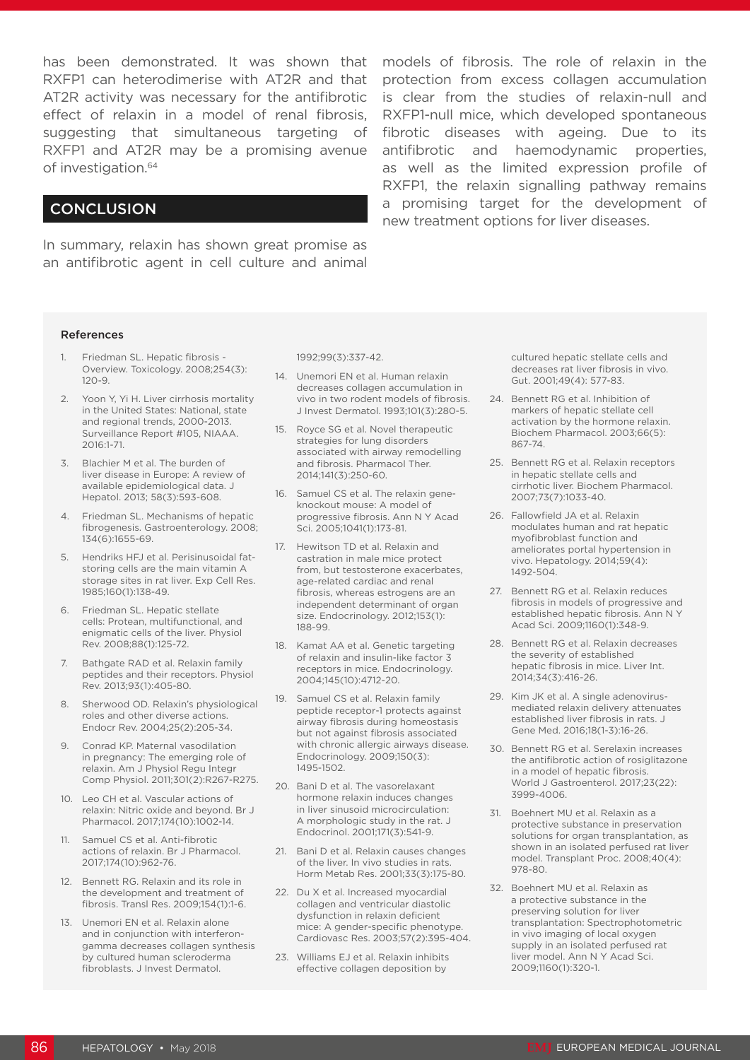has been demonstrated. It was shown that RXFP1 can heterodimerise with AT2R and that AT2R activity was necessary for the antifibrotic effect of relaxin in a model of renal fibrosis, suggesting that simultaneous targeting of RXFP1 and AT2R may be a promising avenue of investigation.[64]

## CONCLUSION

In summary, relaxin has shown great promise as an antifibrotic agent in cell culture and animal models of fibrosis. The role of relaxin in the protection from excess collagen accumulation is clear from the studies of relaxin-null and RXFP1-null mice, which developed spontaneous fibrotic diseases with ageing. Due to its antifibrotic and haemodynamic properties, as well as the limited expression profile of RXFP1, the relaxin signalling pathway remains a promising target for the development of new treatment options for liver diseases.

### References

1. Friedman SL. Hepatic fibrosis - Overview. Toxicology. 2008;254(3):120-9.
2. Yoon Y, Yi H. Liver cirrhosis mortality in the United States: National, state and regional trends, 2000-2013. Surveillance Report #105, NIAAA. 2016:1-71.
3. Blachier M et al. The burden of liver disease in Europe: A review of available epidemiological data. J Hepatol. 2013; 58(3):593-608.
4. Friedman SL. Mechanisms of hepatic fibrogenesis. Gastroenterology. 2008; 134(6):1655-69.
5. Hendriks HFJ et al. Perisinusoidal fat-storing cells are the main vitamin A storage sites in rat liver. Exp Cell Res. 1985;160(1):138-49.
6. Friedman SL. Hepatic stellate cells: Protean, multifunctional, and enigmatic cells of the liver. Physiol Rev. 2008;88(1):125-72.
7. Bathgate RAD et al. Relaxin family peptides and their receptors. Physiol Rev. 2013;93(1):405-80.
8. Sherwood OD. Relaxin's physiological roles and other diverse actions. Endocr Rev. 2004;25(2):205-34.
9. Conrad KP. Maternal vasodilation in pregnancy: The emerging role of relaxin. Am J Physiol Regu Integr Comp Physiol. 2011;301(2):R267-R275.
10. Leo CH et al. Vascular actions of relaxin: Nitric oxide and beyond. Br J Pharmacol. 2017;174(10):1002-14.
11. Samuel CS et al. Anti-fibrotic actions of relaxin. Br J Pharmacol. 2017;174(10):962-76.
12. Bennett RG. Relaxin and its role in the development and treatment of fibrosis. Transl Res. 2009;154(1):1-6.
13. Unemori EN et al. Relaxin alone and in conjunction with interferon-gamma decreases collagen synthesis by cultured human scleroderma fibroblasts. J Invest Dermatol. 1992;99(3):337-42.
14. Unemori EN et al. Human relaxin decreases collagen accumulation in vivo in two rodent models of fibrosis. J Invest Dermatol. 1993;101(3):280-5.
15. Royce SG et al. Novel therapeutic strategies for lung disorders associated with airway remodelling and fibrosis. Pharmacol Ther. 2014;141(3):250-60.
16. Samuel CS et al. The relaxin gene-knockout mouse: A model of progressive fibrosis. Ann N Y Acad Sci. 2005;1041(1):173-81.
17. Hewitson TD et al. Relaxin and castration in male mice protect from, but testosterone exacerbates, age-related cardiac and renal fibrosis, whereas estrogens are an independent determinant of organ size. Endocrinology. 2012;153(1):188-99.
18. Kamat AA et al. Genetic targeting of relaxin and insulin-like factor 3 receptors in mice. Endocrinology. 2004;145(10):4712-20.
19. Samuel CS et al. Relaxin family peptide receptor-1 protects against airway fibrosis during homeostasis but not against fibrosis associated with chronic allergic airways disease. Endocrinology. 2009;150(3):1495-1502.
20. Bani D et al. The vasorelaxant hormone relaxin induces changes in liver sinusoid microcirculation: A morphologic study in the rat. J Endocrinol. 2001;171(3):541-9.
21. Bani D et al. Relaxin causes changes of the liver. In vivo studies in rats. Horm Metab Res. 2001;33(3):175-80.
22. Du X et al. Increased myocardial collagen and ventricular diastolic dysfunction in relaxin deficient mice: A gender-specific phenotype. Cardiovasc Res. 2003;57(2):395-404.
23. Williams EJ et al. Relaxin inhibits effective collagen deposition by cultured hepatic stellate cells and decreases rat liver fibrosis in vivo. Gut. 2001;49(4): 577-83.
24. Bennett RG et al. Inhibition of markers of hepatic stellate cell activation by the hormone relaxin. Biochem Pharmacol. 2003;66(5):867-74.
25. Bennett RG et al. Relaxin receptors in hepatic stellate cells and cirrhotic liver. Biochem Pharmacol. 2007;73(7):1033-40.
26. Fallowfield JA et al. Relaxin modulates human and rat hepatic myofibroblast function and ameliorates portal hypertension in vivo. Hepatology. 2014;59(4):1492-504.
27. Bennett RG et al. Relaxin reduces fibrosis in models of progressive and established hepatic fibrosis. Ann N Y Acad Sci. 2009;1160(1):348-9.
28. Bennett RG et al. Relaxin decreases the severity of established hepatic fibrosis in mice. Liver Int. 2014;34(3):416-26.
29. Kim JK et al. A single adenovirus-mediated relaxin delivery attenuates established liver fibrosis in rats. J Gene Med. 2016;18(1-3):16-26.
30. Bennett RG et al. Serelaxin increases the antifibrotic action of rosiglitazone in a model of hepatic fibrosis. World J Gastroenterol. 2017;23(22):3999-4006.
31. Boehnert MU et al. Relaxin as a protective substance in preservation solutions for organ transplantation, as shown in an isolated perfused rat liver model. Transplant Proc. 2008;40(4):978-80.
32. Boehnert MU et al. Relaxin as a protective substance in the preserving solution for liver transplantation: Spectrophotometric in vivo imaging of local oxygen supply in an isolated perfused rat liver model. Ann N Y Acad Sci. 2009;1160(1):320-1.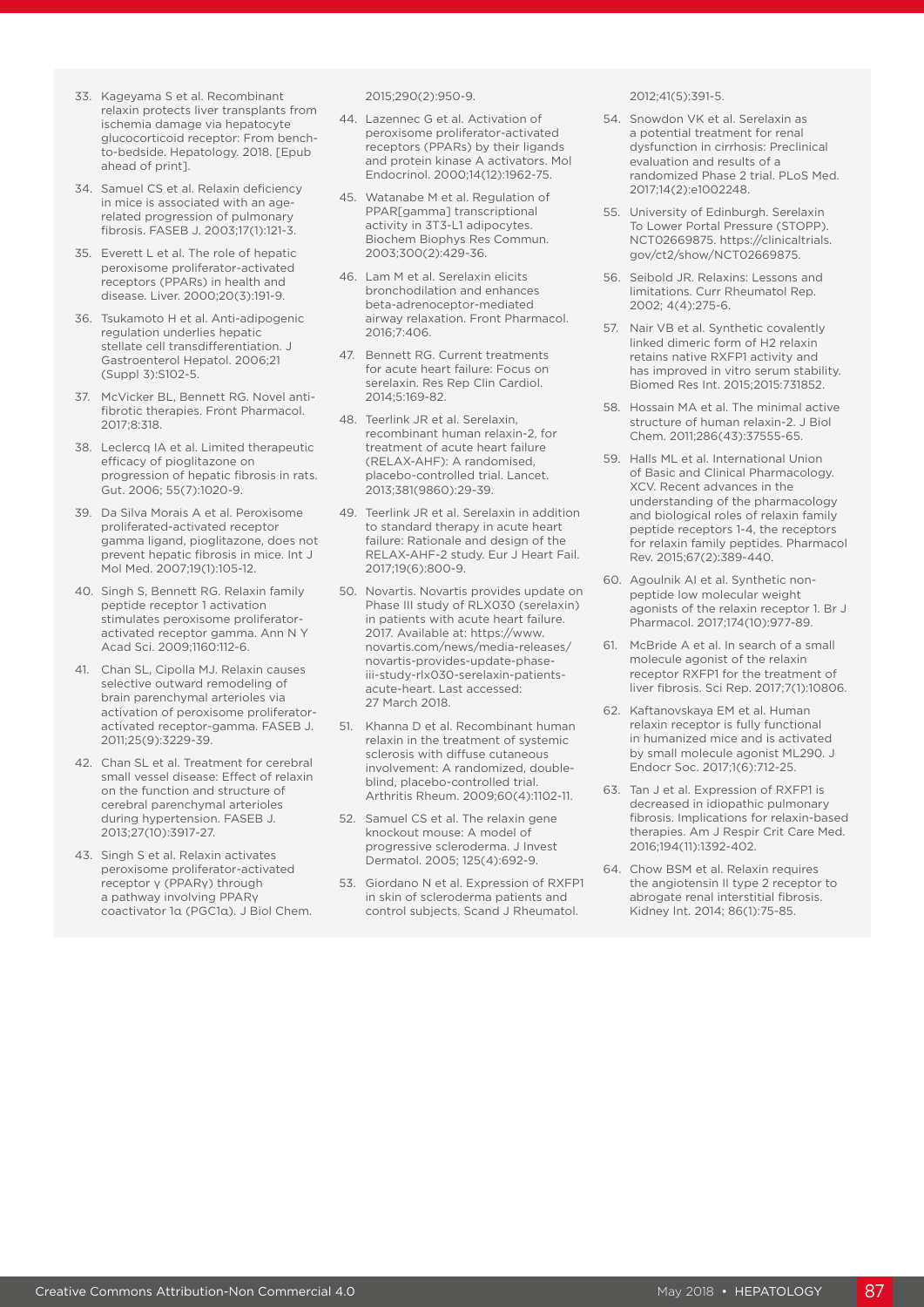33. Kageyama S et al. Recombinant relaxin protects liver transplants from ischemia damage via hepatocyte glucocorticoid receptor: From bench-to-bedside. Hepatology. 2018. [Epub ahead of print].
34. Samuel CS et al. Relaxin deficiency in mice is associated with an age-related progression of pulmonary fibrosis. FASEB J. 2003;17(1):121-3.
35. Everett L et al. The role of hepatic peroxisome proliferator-activated receptors (PPARs) in health and disease. Liver. 2000;20(3):191-9.
36. Tsukamoto H et al. Anti-adipogenic regulation underlies hepatic stellate cell transdifferentiation. J Gastroenterol Hepatol. 2006;21 (Suppl 3):S102-5.
37. McVicker BL, Bennett RG. Novel anti-fibrotic therapies. Front Pharmacol. 2017;8:318.
38. Leclercq IA et al. Limited therapeutic efficacy of pioglitazone on progression of hepatic fibrosis in rats. Gut. 2006; 55(7):1020-9.
39. Da Silva Morais A et al. Peroxisome proliferated-activated receptor gamma ligand, pioglitazone, does not prevent hepatic fibrosis in mice. Int J Mol Med. 2007;19(1):105-12.
40. Singh S, Bennett RG. Relaxin family peptide receptor 1 activation stimulates peroxisome proliferator-activated receptor gamma. Ann N Y Acad Sci. 2009;1160:112-6.
41. Chan SL, Cipolla MJ. Relaxin causes selective outward remodeling of brain parenchymal arterioles via activation of peroxisome proliferator-activated receptor-gamma. FASEB J. 2011;25(9):3229-39.
42. Chan SL et al. Treatment for cerebral small vessel disease: Effect of relaxin on the function and structure of cerebral parenchymal arterioles during hypertension. FASEB J. 2013;27(10):3917-27.
43. Singh S et al. Relaxin activates peroxisome proliferator-activated receptor γ (PPARγ) through a pathway involving PPARγ coactivator 1α (PGC1α). J Biol Chem. 2015;290(2):950-9.
44. Lazennec G et al. Activation of peroxisome proliferator-activated receptors (PPARs) by their ligands and protein kinase A activators. Mol Endocrinol. 2000;14(12):1962-75.
45. Watanabe M et al. Regulation of PPAR[gamma] transcriptional activity in 3T3-L1 adipocytes. Biochem Biophys Res Commun. 2003;300(2):429-36.
46. Lam M et al. Serelaxin elicits bronchodilation and enhances beta-adrenoceptor-mediated airway relaxation. Front Pharmacol. 2016;7:406.
47. Bennett RG. Current treatments for acute heart failure: Focus on serelaxin. Res Rep Clin Cardiol. 2014;5:169-82.
48. Teerlink JR et al. Serelaxin, recombinant human relaxin-2, for treatment of acute heart failure (RELAX-AHF): A randomised, placebo-controlled trial. Lancet. 2013;381(9860):29-39.
49. Teerlink JR et al. Serelaxin in addition to standard therapy in acute heart failure: Rationale and design of the RELAX-AHF-2 study. Eur J Heart Fail. 2017;19(6):800-9.
50. Novartis. Novartis provides update on Phase III study of RLX030 (serelaxin) in patients with acute heart failure. 2017. Available at: https://www.novartis.com/news/media-releases/novartis-provides-update-phase-iii-study-rlx030-serelaxin-patients-acute-heart. Last accessed: 27 March 2018.
51. Khanna D et al. Recombinant human relaxin in the treatment of systemic sclerosis with diffuse cutaneous involvement: A randomized, double-blind, placebo-controlled trial. Arthritis Rheum. 2009;60(4):1102-11.
52. Samuel CS et al. The relaxin gene knockout mouse: A model of progressive scleroderma. J Invest Dermatol. 2005; 125(4):692-9.
53. Giordano N et al. Expression of RXFP1 in skin of scleroderma patients and control subjects. Scand J Rheumatol. 2012;41(5):391-5.
54. Snowdon VK et al. Serelaxin as a potential treatment for renal dysfunction in cirrhosis: Preclinical evaluation and results of a randomized Phase 2 trial. PLoS Med. 2017;14(2):e1002248.
55. University of Edinburgh. Serelaxin To Lower Portal Pressure (STOPP). NCT02669875. https://clinicaltrials.gov/ct2/show/NCT02669875.
56. Seibold JR. Relaxins: Lessons and limitations. Curr Rheumatol Rep. 2002; 4(4):275-6.
57. Nair VB et al. Synthetic covalently linked dimeric form of H2 relaxin retains native RXFP1 activity and has improved in vitro serum stability. Biomed Res Int. 2015;2015:731852.
58. Hossain MA et al. The minimal active structure of human relaxin-2. J Biol Chem. 2011;286(43):37555-65.
59. Halls ML et al. International Union of Basic and Clinical Pharmacology. XCV. Recent advances in the understanding of the pharmacology and biological roles of relaxin family peptide receptors 1-4, the receptors for relaxin family peptides. Pharmacol Rev. 2015;67(2):389-440.
60. Agoulnik AI et al. Synthetic non-peptide low molecular weight agonists of the relaxin receptor 1. Br J Pharmacol. 2017;174(10):977-89.
61. McBride A et al. In search of a small molecule agonist of the relaxin receptor RXFP1 for the treatment of liver fibrosis. Sci Rep. 2017;7(1):10806.
62. Kaftanovskaya EM et al. Human relaxin receptor is fully functional in humanized mice and is activated by small molecule agonist ML290. J Endocr Soc. 2017;1(6):712-25.
63. Tan J et al. Expression of RXFP1 is decreased in idiopathic pulmonary fibrosis. Implications for relaxin-based therapies. Am J Respir Crit Care Med. 2016;194(11):1392-402.
64. Chow BSM et al. Relaxin requires the angiotensin II type 2 receptor to abrogate renal interstitial fibrosis. Kidney Int. 2014; 86(1):75-85.